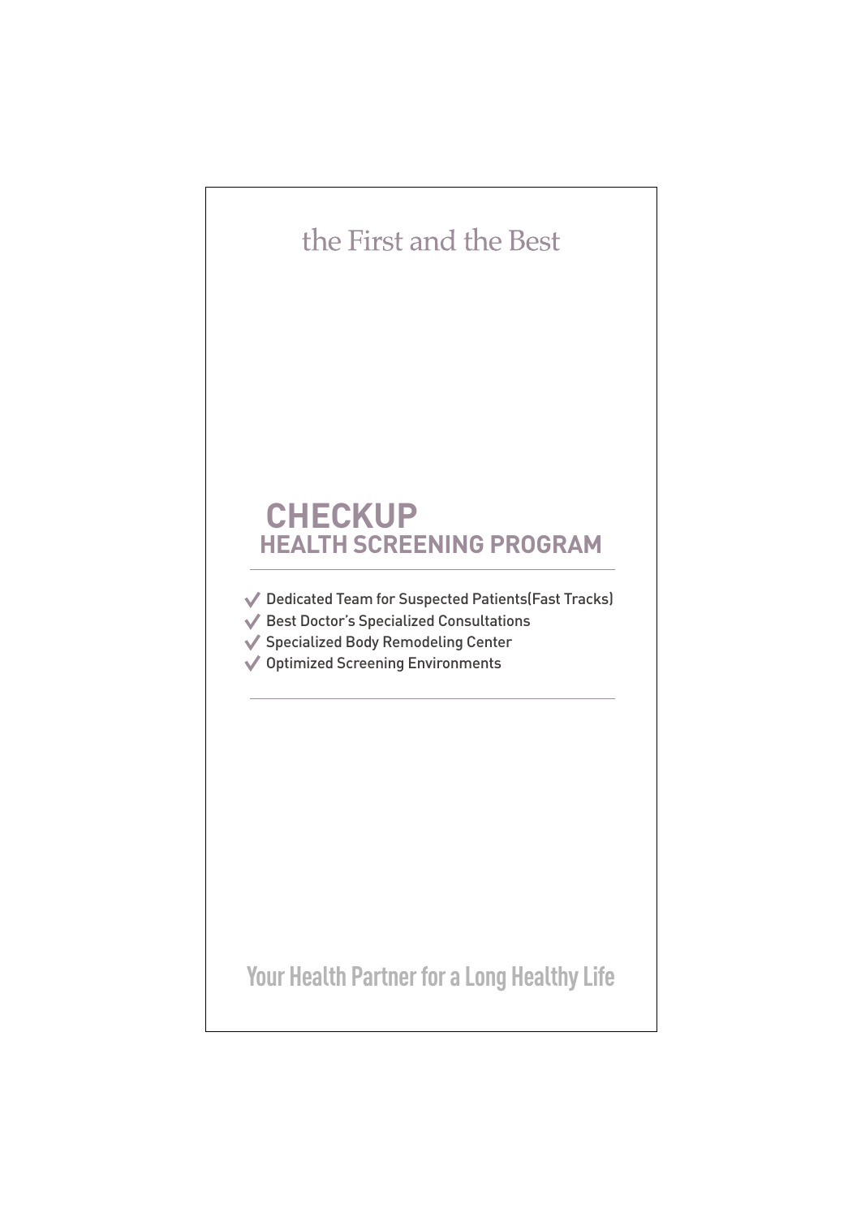the First and the Best

# CHECKUP
## HEALTH SCREENING PROGRAM

- ✓ Dedicated Team for Suspected Patients(Fast Tracks)
- ✓ Best Doctor's Specialized Consultations
- ✓ Specialized Body Remodeling Center
- ✓ Optimized Screening Environments

**Your Health Partner for a Long Healthy Life**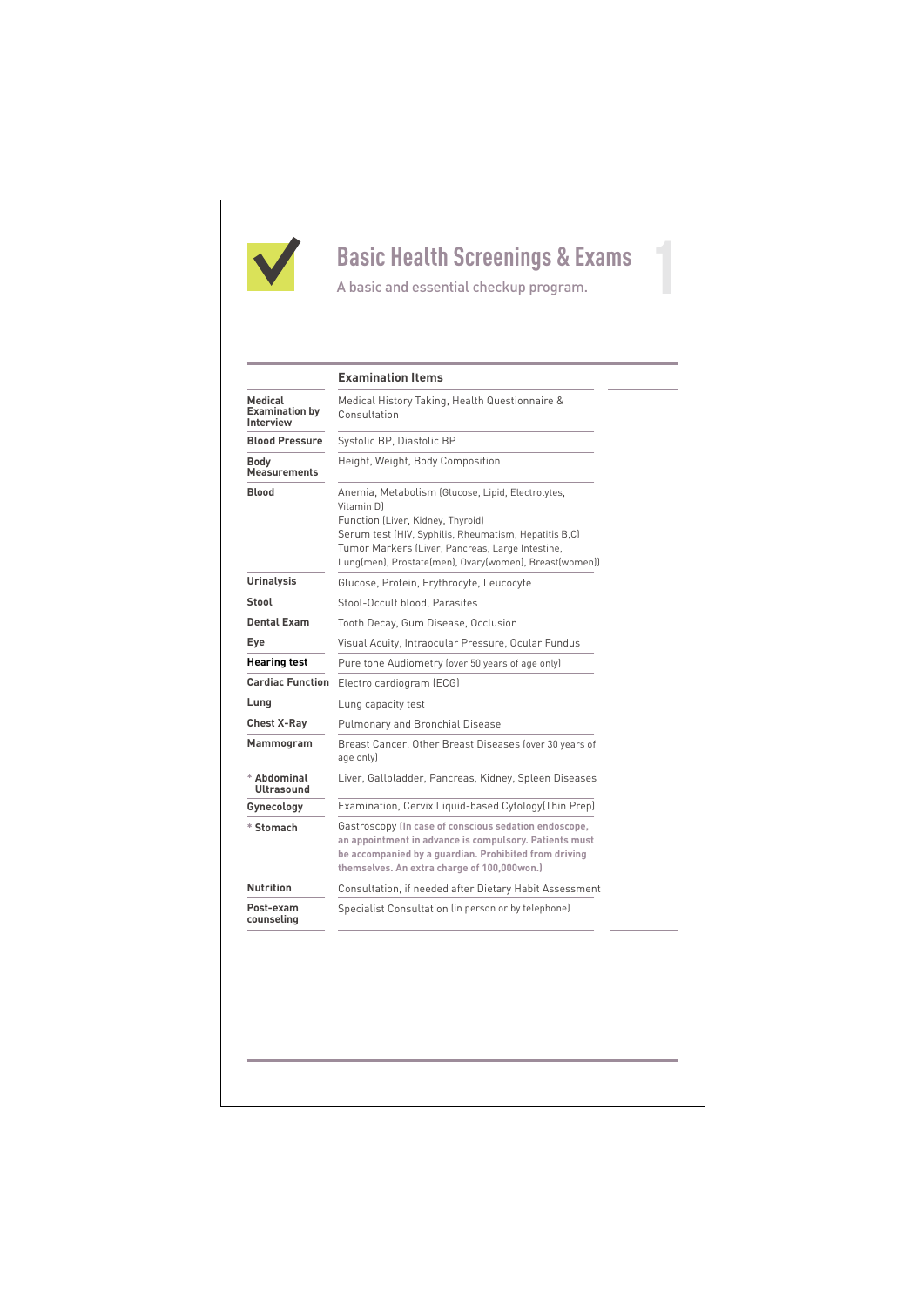# Basic Health Screenings & Exams

1

A basic and essential checkup program.

| | Examination Items |
|---|---|
| **Medical Examination by Interview** | Medical History Taking, Health Questionnaire & Consultation |
| **Blood Pressure** | Systolic BP, Diastolic BP |
| **Body Measurements** | Height, Weight, Body Composition |
| **Blood** | Anemia, Metabolism (Glucose, Lipid, Electrolytes, Vitamin D)<br>Function (Liver, Kidney, Thyroid)<br>Serum test (HIV, Syphilis, Rheumatism, Hepatitis B,C)<br>Tumor Markers (Liver, Pancreas, Large Intestine, Lung(men), Prostate(men), Ovary(women), Breast(women)) |
| **Urinalysis** | Glucose, Protein, Erythrocyte, Leucocyte |
| **Stool** | Stool-Occult blood, Parasites |
| **Dental Exam** | Tooth Decay, Gum Disease, Occlusion |
| **Eye** | Visual Acuity, Intraocular Pressure, Ocular Fundus |
| **Hearing test** | Pure tone Audiometry (over 50 years of age only) |
| **Cardiac Function** | Electro cardiogram (ECG) |
| **Lung** | Lung capacity test |
| **Chest X-Ray** | Pulmonary and Bronchial Disease |
| **Mammogram** | Breast Cancer, Other Breast Diseases (over 30 years of age only) |
| * **Abdominal Ultrasound** | Liver, Gallbladder, Pancreas, Kidney, Spleen Diseases |
| **Gynecology** | Examination, Cervix Liquid-based Cytology(Thin Prep) |
| * **Stomach** | Gastroscopy (**In case of conscious sedation endoscope, an appointment in advance is compulsory. Patients must be accompanied by a guardian. Prohibited from driving themselves. An extra charge of 100,000won.**) |
| **Nutrition** | Consultation, if needed after Dietary Habit Assessment |
| **Post-exam counseling** | Specialist Consultation (in person or by telephone) |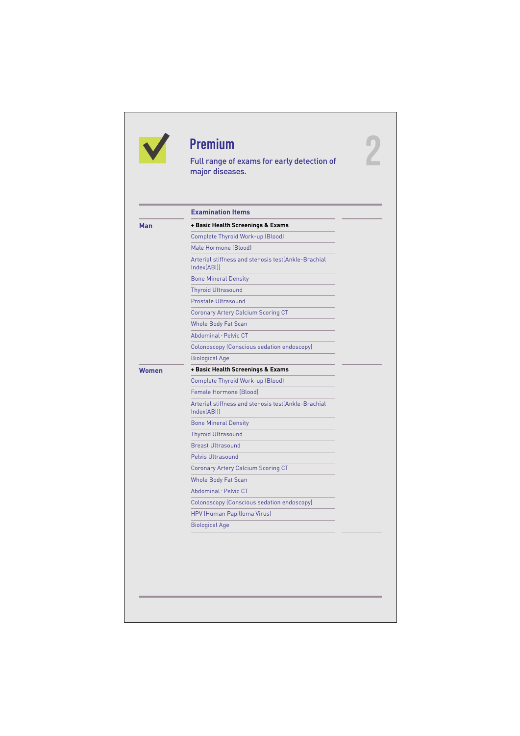# Premium

Full range of exams for early detection of major diseases.

| | Examination Items |
|---|---|
| **Man** | **+ Basic Health Screenings & Exams** |
| | Complete Thyroid Work-up (Blood) |
| | Male Hormone (Blood) |
| | Arterial stiffness and stenosis test(Ankle-Brachial Index(ABI)) |
| | Bone Mineral Density |
| | Thyroid Ultrasound |
| | Prostate Ultrasound |
| | Coronary Artery Calcium Scoring CT |
| | Whole Body Fat Scan |
| | Abdominal · Pelvic CT |
| | Colonoscopy (Conscious sedation endoscopy) |
| | Biological Age |
| **Women** | **+ Basic Health Screenings & Exams** |
| | Complete Thyroid Work-up (Blood) |
| | Female Hormone (Blood) |
| | Arterial stiffness and stenosis test(Ankle-Brachial Index(ABI)) |
| | Bone Mineral Density |
| | Thyroid Ultrasound |
| | Breast Ultrasound |
| | Pelvis Ultrasound |
| | Coronary Artery Calcium Scoring CT |
| | Whole Body Fat Scan |
| | Abdominal · Pelvic CT |
| | Colonoscopy (Conscious sedation endoscopy) |
| | HPV (Human Papilloma Virus) |
| | Biological Age |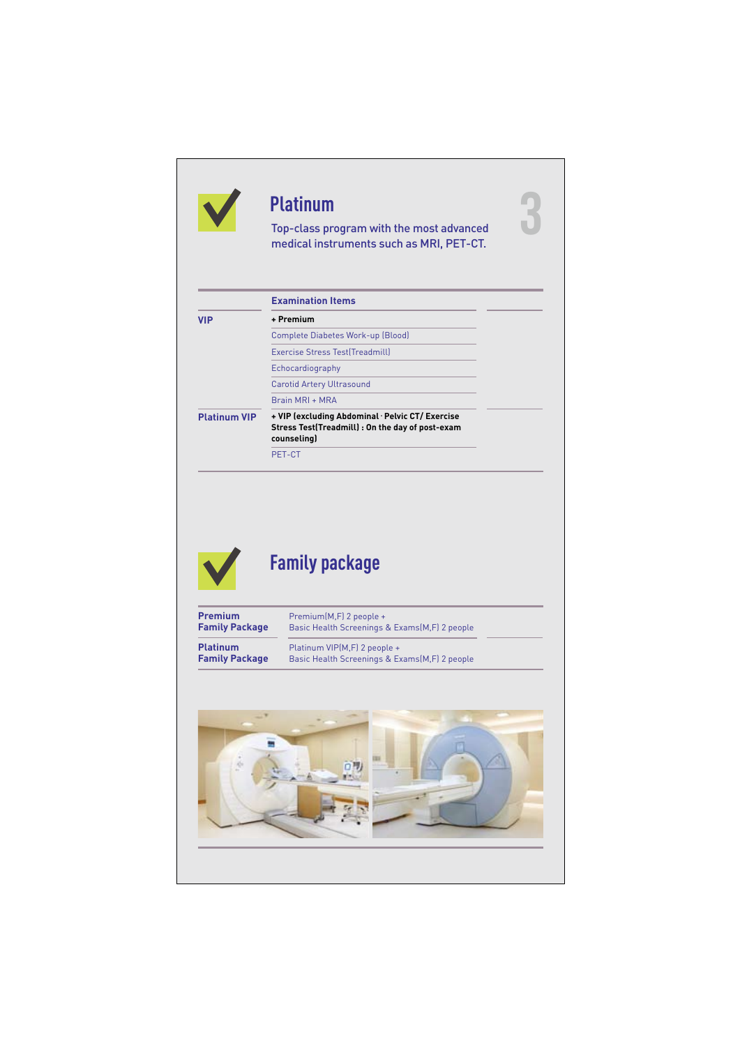## Platinum

Top-class program with the most advanced medical instruments such as MRI, PET-CT.

| | Examination Items |
|---|---|
| VIP | **+ Premium** |
| | Complete Diabetes Work-up (Blood) |
| | Exercise Stress Test(Treadmill) |
| | Echocardiography |
| | Carotid Artery Ultrasound |
| | Brain MRI + MRA |
| Platinum VIP | **+ VIP (excluding Abdominal · Pelvic CT/ Exercise Stress Test(Treadmill) : On the day of post-exam counseling)** |
| | PET-CT |

## Family package

| | |
|---|---|
| **Premium Family Package** | Premium(M,F) 2 people + Basic Health Screenings & Exams(M,F) 2 people |
| **Platinum Family Package** | Platinum VIP(M,F) 2 people + Basic Health Screenings & Exams(M,F) 2 people |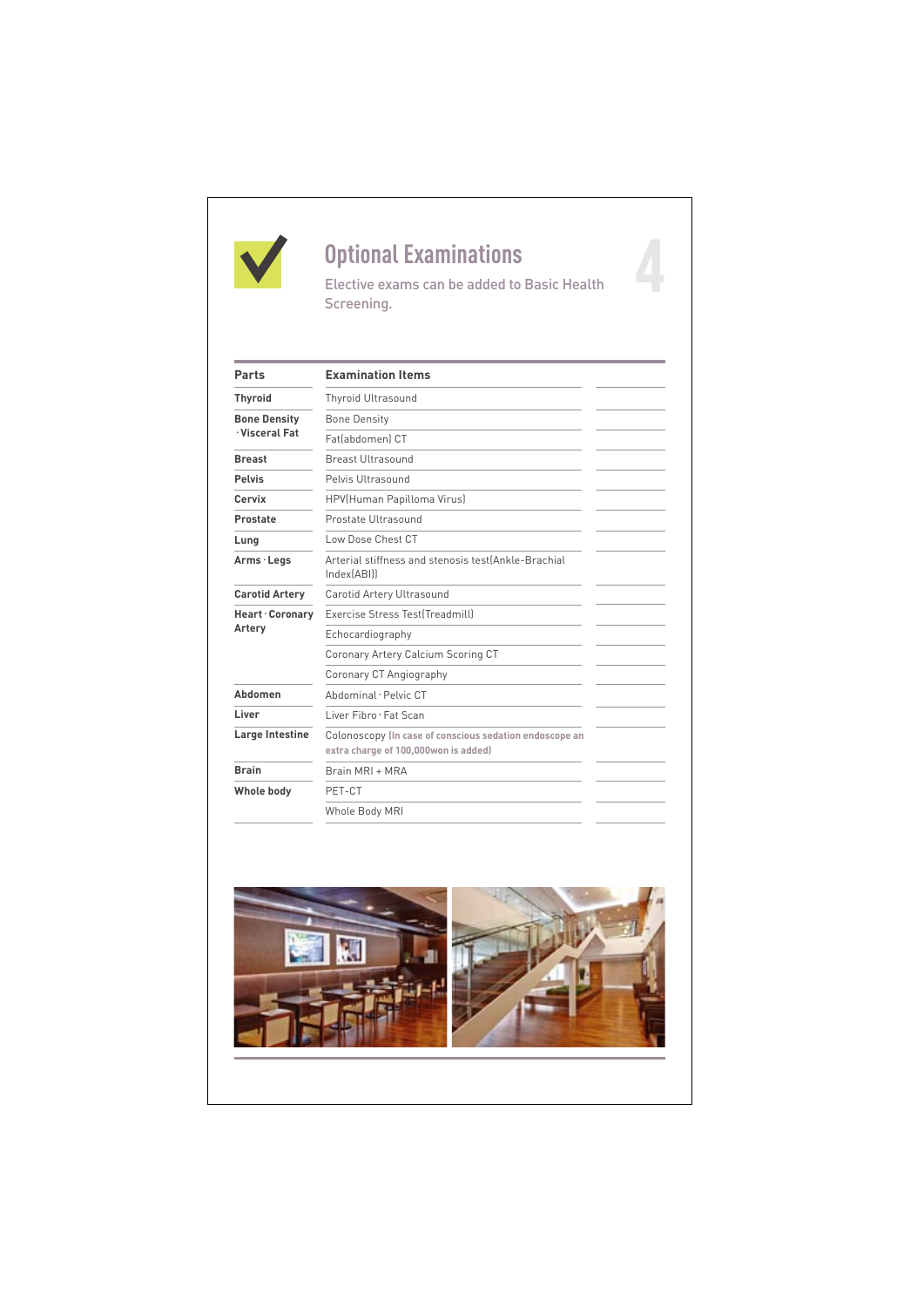# Optional Examinations

Elective exams can be added to Basic Health Screening.

4

| Parts | Examination Items | |
|---|---|---|
| **Thyroid** | Thyroid Ultrasound | |
| **Bone Density · Visceral Fat** | Bone Density | |
| | Fat(abdomen) CT | |
| **Breast** | Breast Ultrasound | |
| **Pelvis** | Pelvis Ultrasound | |
| **Cervix** | HPV(Human Papilloma Virus) | |
| **Prostate** | Prostate Ultrasound | |
| **Lung** | Low Dose Chest CT | |
| **Arms · Legs** | Arterial stiffness and stenosis test(Ankle-Brachial Index(ABI)) | |
| **Carotid Artery** | Carotid Artery Ultrasound | |
| **Heart · Coronary Artery** | Exercise Stress Test(Treadmill) | |
| | Echocardiography | |
| | Coronary Artery Calcium Scoring CT | |
| | Coronary CT Angiography | |
| **Abdomen** | Abdominal · Pelvic CT | |
| **Liver** | Liver Fibro · Fat Scan | |
| **Large Intestine** | Colonoscopy (In case of conscious sedation endoscope an extra charge of 100,000won is added) | |
| **Brain** | Brain MRI + MRA | |
| **Whole body** | PET-CT | |
| | Whole Body MRI | |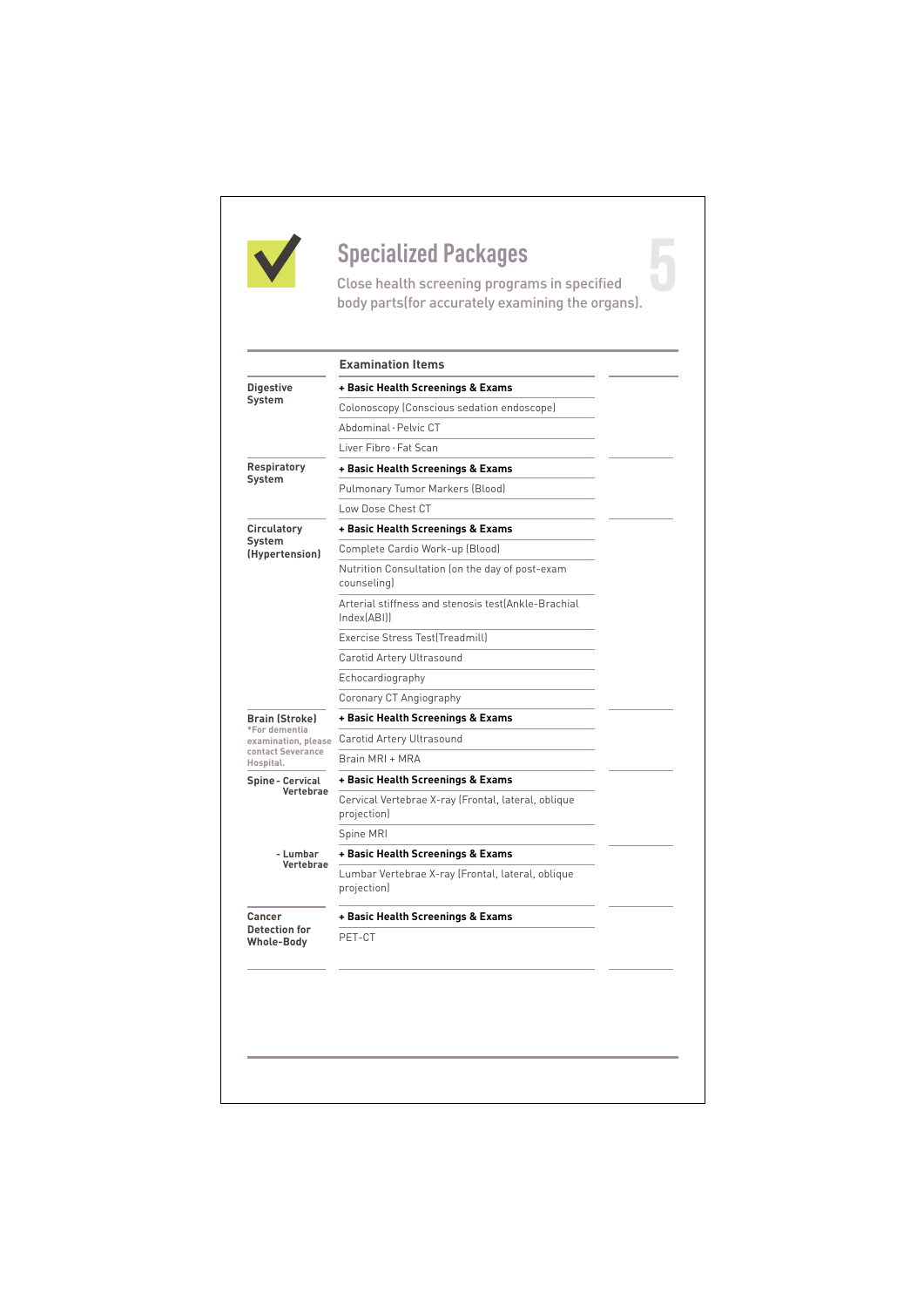## Specialized Packages

Close health screening programs in specified body parts(for accurately examining the organs).

5

| | Examination Items |
|---|---|
| **Digestive System** | **+ Basic Health Screenings & Exams** |
| | Colonoscopy (Conscious sedation endoscope) |
| | Abdominal · Pelvic CT |
| | Liver Fibro · Fat Scan |
| **Respiratory System** | **+ Basic Health Screenings & Exams** |
| | Pulmonary Tumor Markers (Blood) |
| | Low Dose Chest CT |
| **Circulatory System (Hypertension)** | **+ Basic Health Screenings & Exams** |
| | Complete Cardio Work-up (Blood) |
| | Nutrition Consultation (on the day of post-exam counseling) |
| | Arterial stiffness and stenosis test(Ankle-Brachial Index(ABI)) |
| | Exercise Stress Test(Treadmill) |
| | Carotid Artery Ultrasound |
| | Echocardiography |
| | Coronary CT Angiography |
| **Brain (Stroke)** *For dementia examination, please contact Severance Hospital. | **+ Basic Health Screenings & Exams** |
| | Carotid Artery Ultrasound |
| | Brain MRI + MRA |
| **Spine - Cervical Vertebrae** | **+ Basic Health Screenings & Exams** |
| | Cervical Vertebrae X-ray (Frontal, lateral, oblique projection) |
| | Spine MRI |
| **- Lumbar Vertebrae** | **+ Basic Health Screenings & Exams** |
| | Lumbar Vertebrae X-ray (Frontal, lateral, oblique projection) |
| **Cancer Detection for Whole-Body** | **+ Basic Health Screenings & Exams** |
| | PET-CT |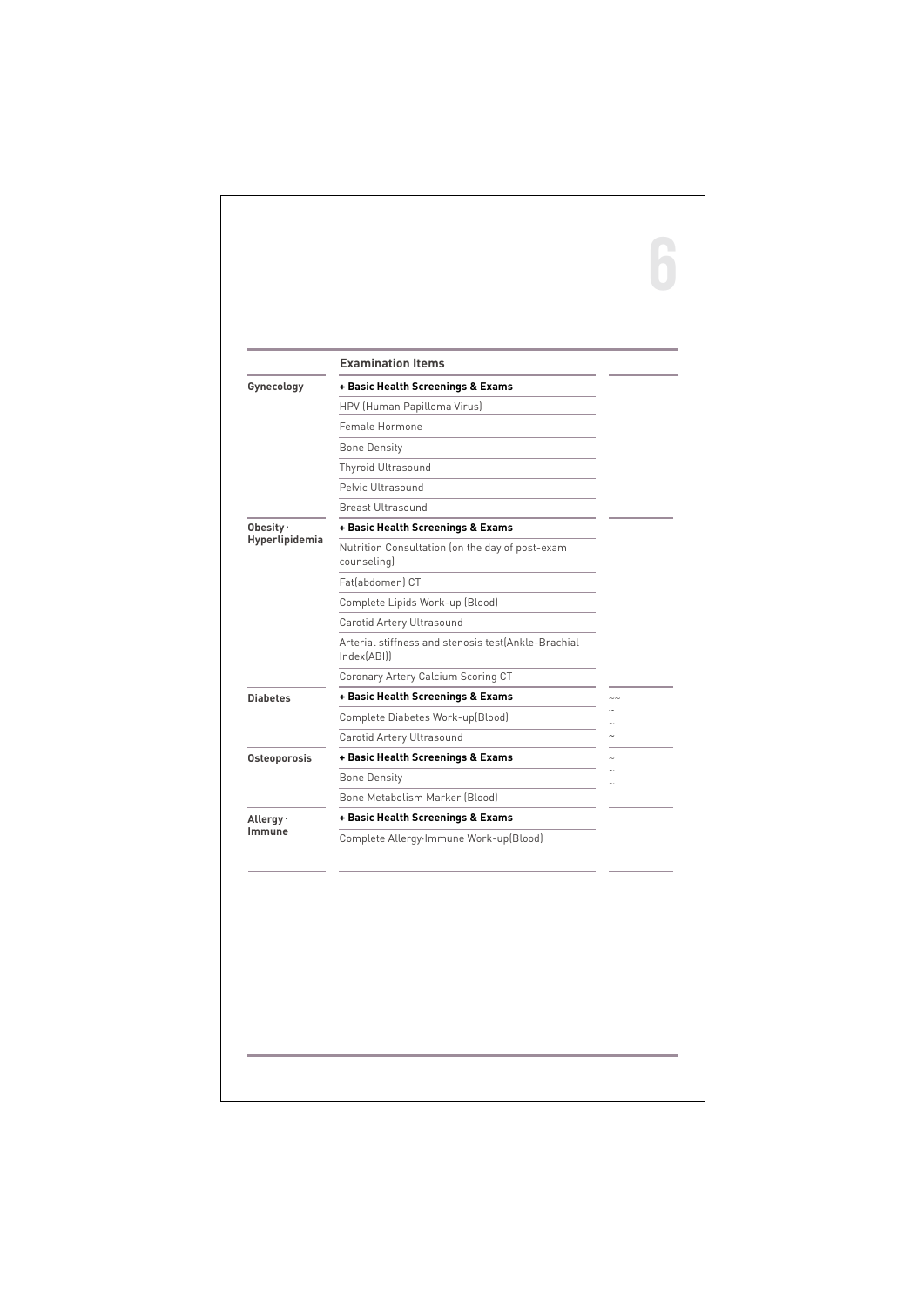| | Examination Items | |
|---|---|---|
| Gynecology | **+ Basic Health Screenings & Exams** | |
| | HPV (Human Papilloma Virus) | |
| | Female Hormone | |
| | Bone Density | |
| | Thyroid Ultrasound | |
| | Pelvic Ultrasound | |
| | Breast Ultrasound | |
| Obesity · Hyperlipidemia | **+ Basic Health Screenings & Exams** | |
| | Nutrition Consultation (on the day of post-exam counseling) | |
| | Fat(abdomen) CT | |
| | Complete Lipids Work-up (Blood) | |
| | Carotid Artery Ultrasound | |
| | Arterial stiffness and stenosis test(Ankle-Brachial Index(ABI)) | |
| | Coronary Artery Calcium Scoring CT | |
| Diabetes | **+ Basic Health Screenings & Exams** | ~~ |
| | Complete Diabetes Work-up(Blood) | ~ ~ |
| | Carotid Artery Ultrasound | ~ |
| Osteoporosis | **+ Basic Health Screenings & Exams** | ~ |
| | Bone Density | ~ ~ |
| | Bone Metabolism Marker (Blood) | |
| Allergy · Immune | **+ Basic Health Screenings & Exams** | |
| | Complete Allergy·Immune Work-up(Blood) | |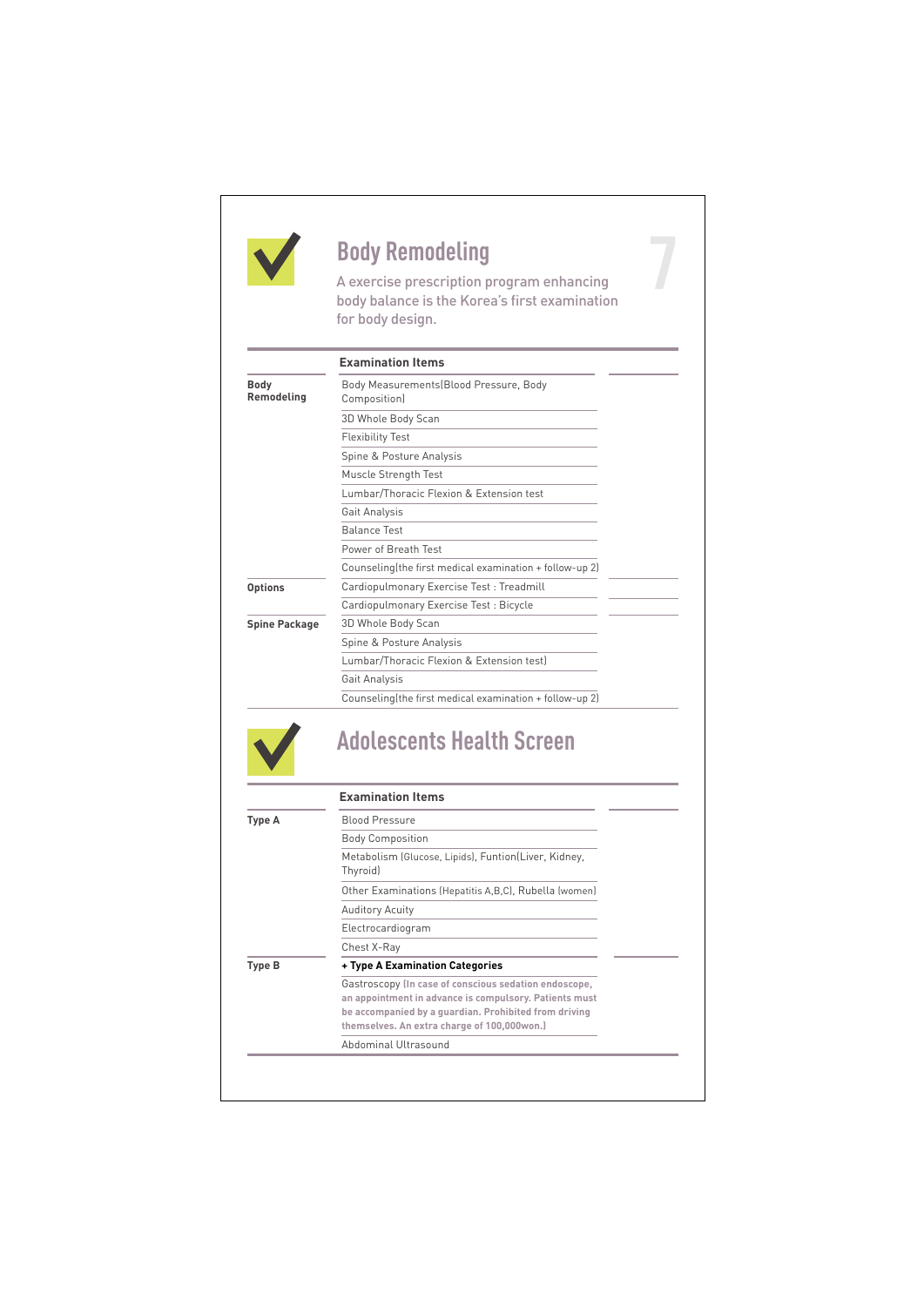## Body Remodeling

A exercise prescription program enhancing body balance is the Korea's first examination for body design.

| | Examination Items |
|---|---|
| **Body Remodeling** | Body Measurements(Blood Pressure, Body Composition) |
| | 3D Whole Body Scan |
| | Flexibility Test |
| | Spine & Posture Analysis |
| | Muscle Strength Test |
| | Lumbar/Thoracic Flexion & Extension test |
| | Gait Analysis |
| | Balance Test |
| | Power of Breath Test |
| | Counseling(the first medical examination + follow-up 2) |
| **Options** | Cardiopulmonary Exercise Test : Treadmill |
| | Cardiopulmonary Exercise Test : Bicycle |
| **Spine Package** | 3D Whole Body Scan |
| | Spine & Posture Analysis |
| | Lumbar/Thoracic Flexion & Extension test) |
| | Gait Analysis |
| | Counseling(the first medical examination + follow-up 2) |

## Adolescents Health Screen

| | Examination Items |
|---|---|
| **Type A** | Blood Pressure |
| | Body Composition |
| | Metabolism (Glucose, Lipids), Funtion(Liver, Kidney, Thyroid) |
| | Other Examinations (Hepatitis A,B,C), Rubella (women) |
| | Auditory Acuity |
| | Electrocardiogram |
| | Chest X-Ray |
| **Type B** | **+ Type A Examination Categories** |
| | Gastroscopy **(In case of conscious sedation endoscope, an appointment in advance is compulsory. Patients must be accompanied by a guardian. Prohibited from driving themselves. An extra charge of 100,000won.)** |
| | Abdominal Ultrasound |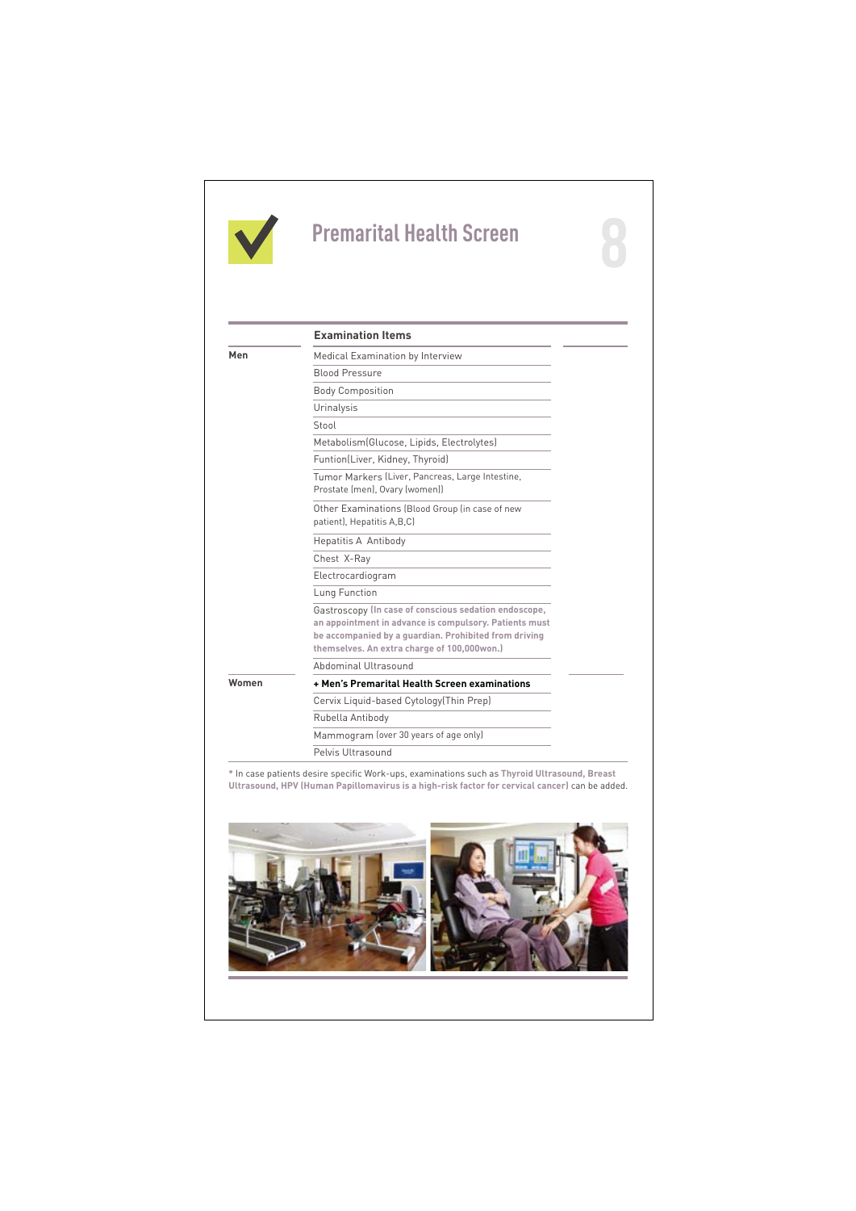# Premarital Health Screen

8

| | Examination Items |
|---|---|
| Men | Medical Examination by Interview |
| | Blood Pressure |
| | Body Composition |
| | Urinalysis |
| | Stool |
| | Metabolism(Glucose, Lipids, Electrolytes) |
| | Funtion(Liver, Kidney, Thyroid) |
| | Tumor Markers (Liver, Pancreas, Large Intestine, Prostate (men), Ovary (women)) |
| | Other Examinations (Blood Group (in case of new patient), Hepatitis A,B,C) |
| | Hepatitis A Antibody |
| | Chest X-Ray |
| | Electrocardiogram |
| | Lung Function |
| | Gastroscopy **(In case of conscious sedation endoscope, an appointment in advance is compulsory. Patients must be accompanied by a guardian. Prohibited from driving themselves. An extra charge of 100,000won.)** |
| | Abdominal Ultrasound |
| Women | **+ Men's Premarital Health Screen examinations** |
| | Cervix Liquid-based Cytology(Thin Prep) |
| | Rubella Antibody |
| | Mammogram (over 30 years of age only) |
| | Pelvis Ultrasound |

* In case patients desire specific Work-ups, examinations such as **Thyroid Ultrasound, Breast Ultrasound, HPV (Human Papillomavirus is a high-risk factor for cervical cancer)** can be added.